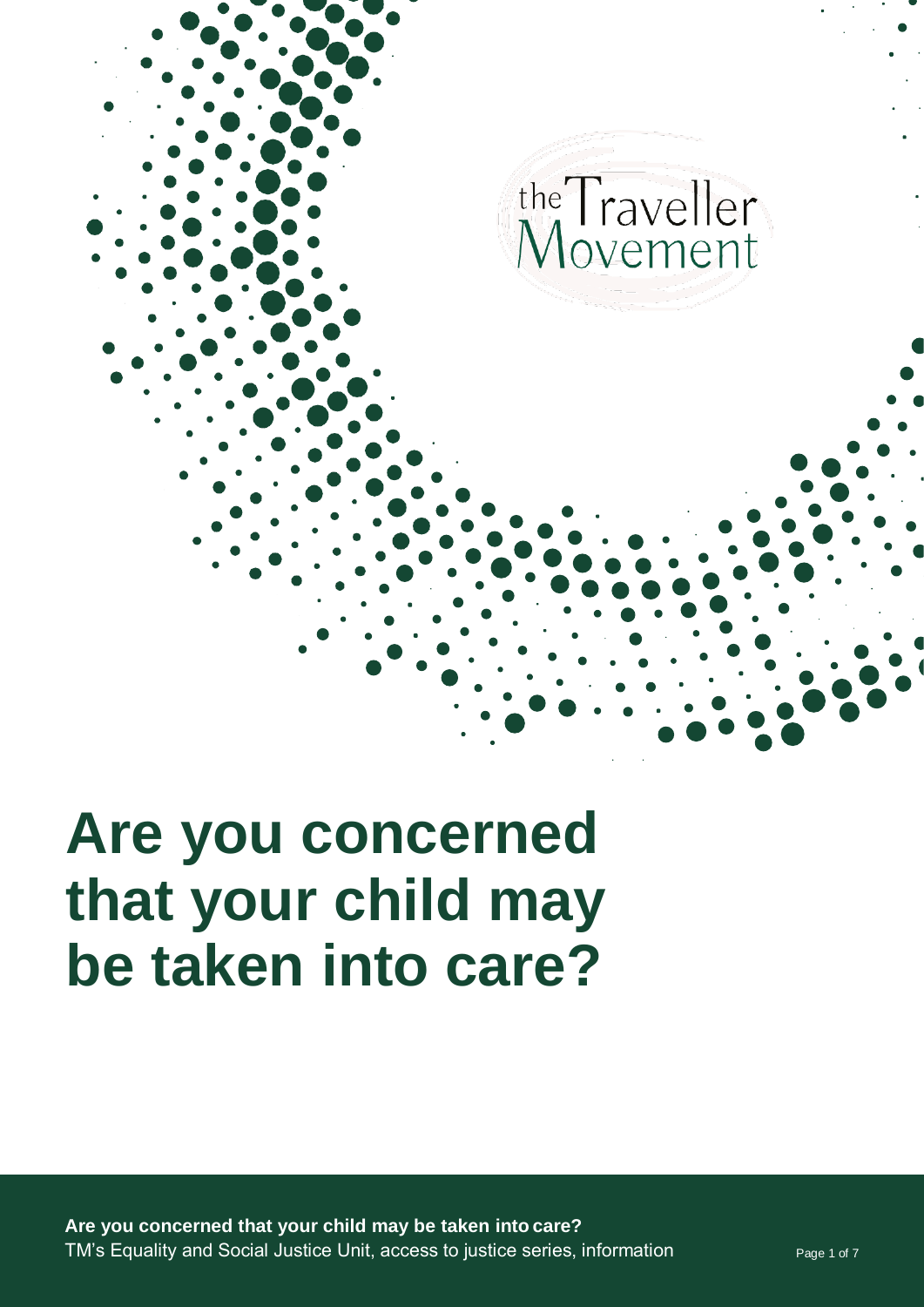the Traveller Movement

# Are you concerned that your child may be taken into care?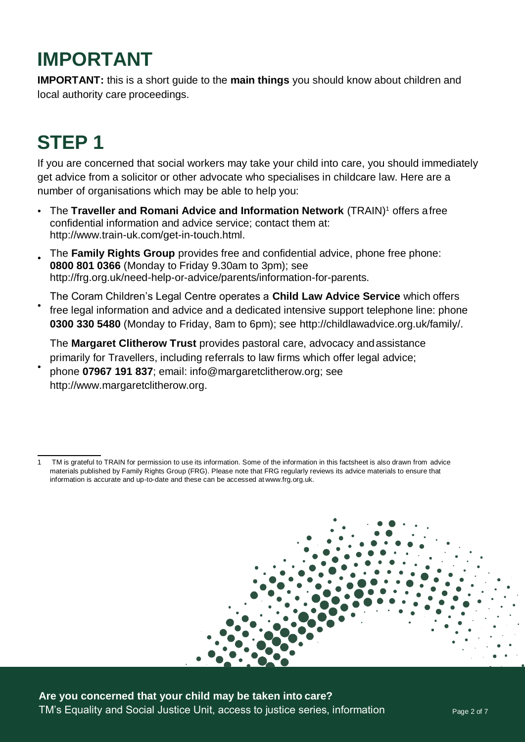# IMPORTANT

**IMPORTANT:** this is a short guide to the **main things** you should know about children and local authority care proceedings.

# STEP 1

If you are concerned that social workers may take your child into care, you should immediately get advice from a solicitor or other advocate who specialises in childcare law. Here are a number of organisations which may be able to help you:

- The **Traveller and Romani Advice and Information Network** (TRAIN)[1] offers a free confidential information and advice service; contact them at: http://www.train-uk.com/get-in-touch.html.
- The **Family Rights Group** provides free and confidential advice, phone free phone: **0800 801 0366** (Monday to Friday 9.30am to 3pm); see http://frg.org.uk/need-help-or-advice/parents/information-for-parents.
- The Coram Children's Legal Centre operates a **Child Law Advice Service** which offers free legal information and advice and a dedicated intensive support telephone line: phone **0300 330 5480** (Monday to Friday, 8am to 6pm); see http://childlawadvice.org.uk/family/.
- The **Margaret Clitherow Trust** provides pastoral care, advocacy and assistance primarily for Travellers, including referrals to law firms which offer legal advice; phone **07967 191 837**; email: info@margaretclitherow.org; see http://www.margaretclitherow.org.

[1] TM is grateful to TRAIN for permission to use its information. Some of the information in this factsheet is also drawn from advice materials published by Family Rights Group (FRG). Please note that FRG regularly reviews its advice materials to ensure that information is accurate and up-to-date and these can be accessed at www.frg.org.uk.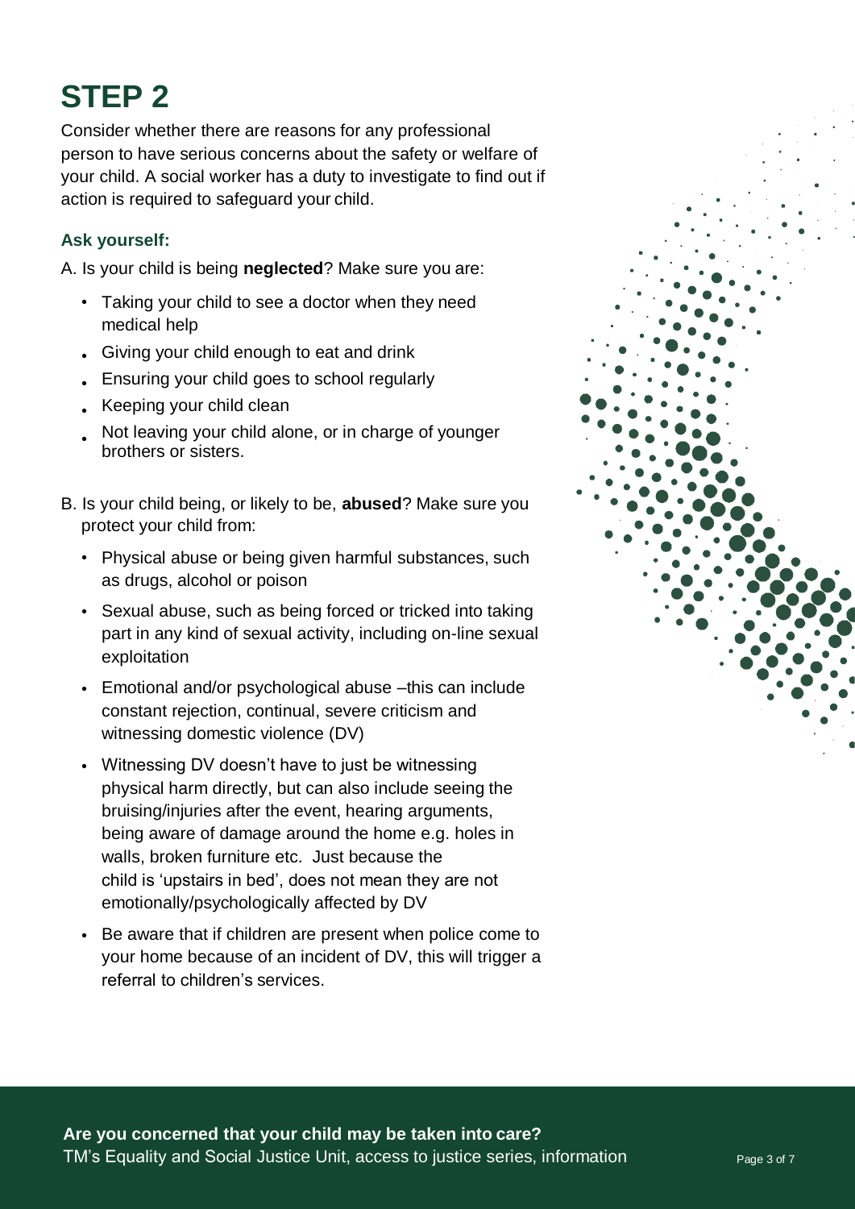# STEP 2

Consider whether there are reasons for any professional person to have serious concerns about the safety or welfare of your child. A social worker has a duty to investigate to find out if action is required to safeguard your child.

### Ask yourself:

A. Is your child is being **neglected**? Make sure you are:

- Taking your child to see a doctor when they need medical help
- Giving your child enough to eat and drink
- Ensuring your child goes to school regularly
- Keeping your child clean
- Not leaving your child alone, or in charge of younger brothers or sisters.

B. Is your child being, or likely to be, **abused**? Make sure you protect your child from:

- Physical abuse or being given harmful substances, such as drugs, alcohol or poison
- Sexual abuse, such as being forced or tricked into taking part in any kind of sexual activity, including on-line sexual exploitation
- Emotional and/or psychological abuse –this can include constant rejection, continual, severe criticism and witnessing domestic violence (DV)
- Witnessing DV doesn't have to just be witnessing physical harm directly, but can also include seeing the bruising/injuries after the event, hearing arguments, being aware of damage around the home e.g. holes in walls, broken furniture etc. Just because the child is 'upstairs in bed', does not mean they are not emotionally/psychologically affected by DV
- Be aware that if children are present when police come to your home because of an incident of DV, this will trigger a referral to children's services.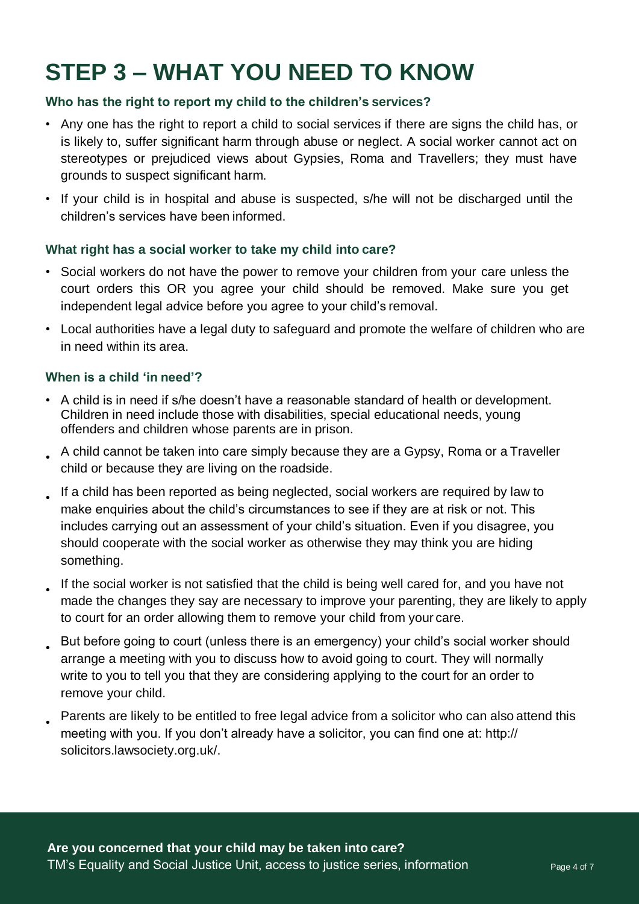# STEP 3 – WHAT YOU NEED TO KNOW

### Who has the right to report my child to the children's services?

- Any one has the right to report a child to social services if there are signs the child has, or is likely to, suffer significant harm through abuse or neglect. A social worker cannot act on stereotypes or prejudiced views about Gypsies, Roma and Travellers; they must have grounds to suspect significant harm.
- If your child is in hospital and abuse is suspected, s/he will not be discharged until the children's services have been informed.

### What right has a social worker to take my child into care?

- Social workers do not have the power to remove your children from your care unless the court orders this OR you agree your child should be removed. Make sure you get independent legal advice before you agree to your child's removal.
- Local authorities have a legal duty to safeguard and promote the welfare of children who are in need within its area.

### When is a child 'in need'?

- A child is in need if s/he doesn't have a reasonable standard of health or development. Children in need include those with disabilities, special educational needs, young offenders and children whose parents are in prison.
- A child cannot be taken into care simply because they are a Gypsy, Roma or a Traveller child or because they are living on the roadside.
- If a child has been reported as being neglected, social workers are required by law to make enquiries about the child's circumstances to see if they are at risk or not. This includes carrying out an assessment of your child's situation. Even if you disagree, you should cooperate with the social worker as otherwise they may think you are hiding something.
- If the social worker is not satisfied that the child is being well cared for, and you have not made the changes they say are necessary to improve your parenting, they are likely to apply to court for an order allowing them to remove your child from your care.
- But before going to court (unless there is an emergency) your child's social worker should arrange a meeting with you to discuss how to avoid going to court. They will normally write to you to tell you that they are considering applying to the court for an order to remove your child.
- Parents are likely to be entitled to free legal advice from a solicitor who can also attend this meeting with you. If you don't already have a solicitor, you can find one at: http://solicitors.lawsociety.org.uk/.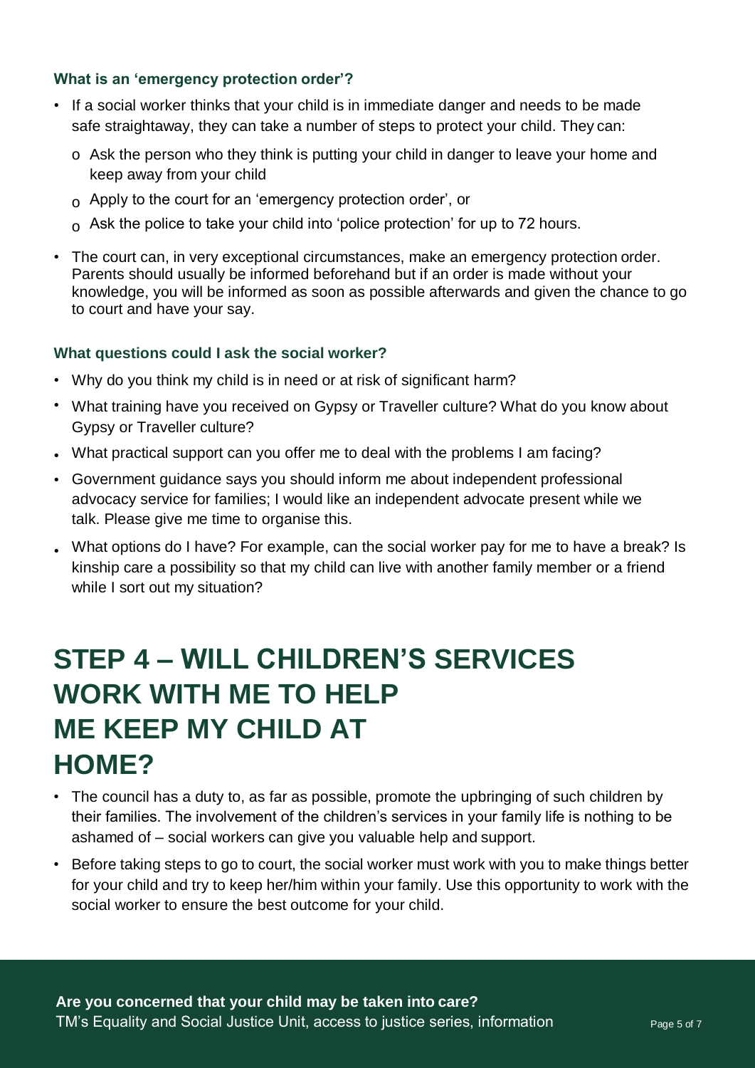### What is an 'emergency protection order'?

- If a social worker thinks that your child is in immediate danger and needs to be made safe straightaway, they can take a number of steps to protect your child. They can:
  - Ask the person who they think is putting your child in danger to leave your home and keep away from your child
  - Apply to the court for an 'emergency protection order', or
  - Ask the police to take your child into 'police protection' for up to 72 hours.
- The court can, in very exceptional circumstances, make an emergency protection order. Parents should usually be informed beforehand but if an order is made without your knowledge, you will be informed as soon as possible afterwards and given the chance to go to court and have your say.

### What questions could I ask the social worker?

- Why do you think my child is in need or at risk of significant harm?
- What training have you received on Gypsy or Traveller culture? What do you know about Gypsy or Traveller culture?
- What practical support can you offer me to deal with the problems I am facing?
- Government guidance says you should inform me about independent professional advocacy service for families; I would like an independent advocate present while we talk. Please give me time to organise this.
- What options do I have? For example, can the social worker pay for me to have a break? Is kinship care a possibility so that my child can live with another family member or a friend while I sort out my situation?

# STEP 4 – WILL CHILDREN'S SERVICES WORK WITH ME TO HELP ME KEEP MY CHILD AT HOME?

- The council has a duty to, as far as possible, promote the upbringing of such children by their families. The involvement of the children's services in your family life is nothing to be ashamed of – social workers can give you valuable help and support.
- Before taking steps to go to court, the social worker must work with you to make things better for your child and try to keep her/him within your family. Use this opportunity to work with the social worker to ensure the best outcome for your child.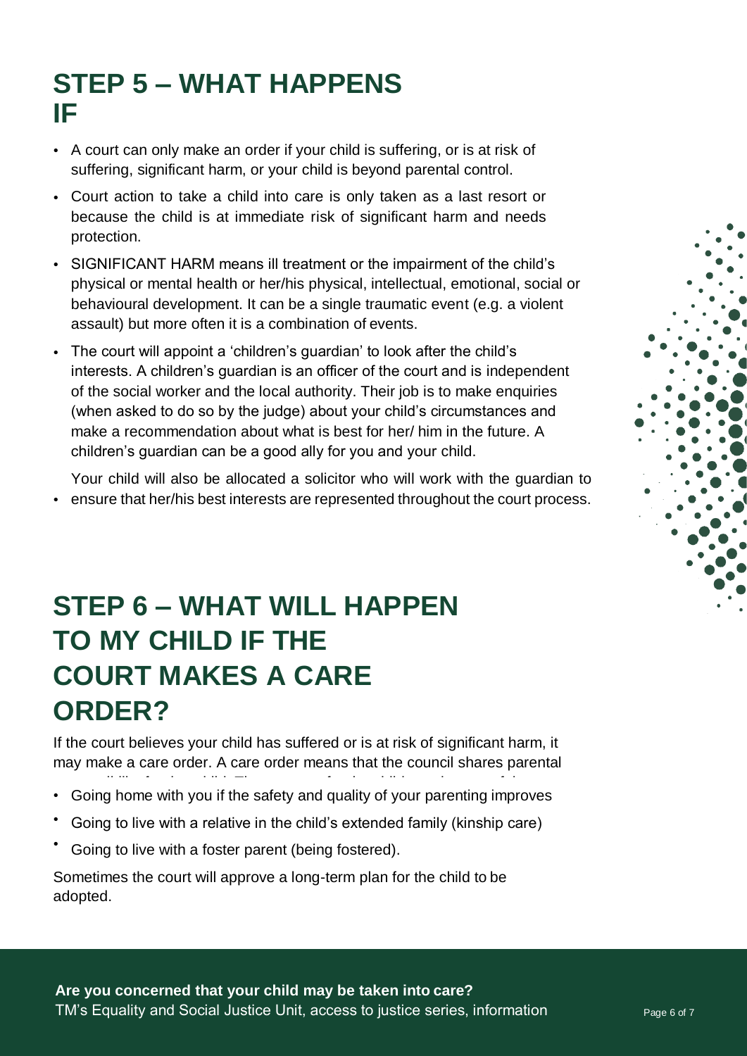## STEP 5 – WHAT HAPPENS IF

- A court can only make an order if your child is suffering, or is at risk of suffering, significant harm, or your child is beyond parental control.
- Court action to take a child into care is only taken as a last resort or because the child is at immediate risk of significant harm and needs protection.
- SIGNIFICANT HARM means ill treatment or the impairment of the child's physical or mental health or her/his physical, intellectual, emotional, social or behavioural development. It can be a single traumatic event (e.g. a violent assault) but more often it is a combination of events.
- The court will appoint a 'children's guardian' to look after the child's interests. A children's guardian is an officer of the court and is independent of the social worker and the local authority. Their job is to make enquiries (when asked to do so by the judge) about your child's circumstances and make a recommendation about what is best for her/ him in the future. A children's guardian can be a good ally for you and your child.
- Your child will also be allocated a solicitor who will work with the guardian to ensure that her/his best interests are represented throughout the court process.

## STEP 6 – WHAT WILL HAPPEN TO MY CHILD IF THE COURT MAKES A CARE ORDER?

If the court believes your child has suffered or is at risk of significant harm, it may make a care order. A care order means that the council shares parental responsibility for the child. The outcome for the child may be one of the

- Going home with you if the safety and quality of your parenting improves
- Going to live with a relative in the child's extended family (kinship care)
- Going to live with a foster parent (being fostered).

Sometimes the court will approve a long-term plan for the child to be adopted.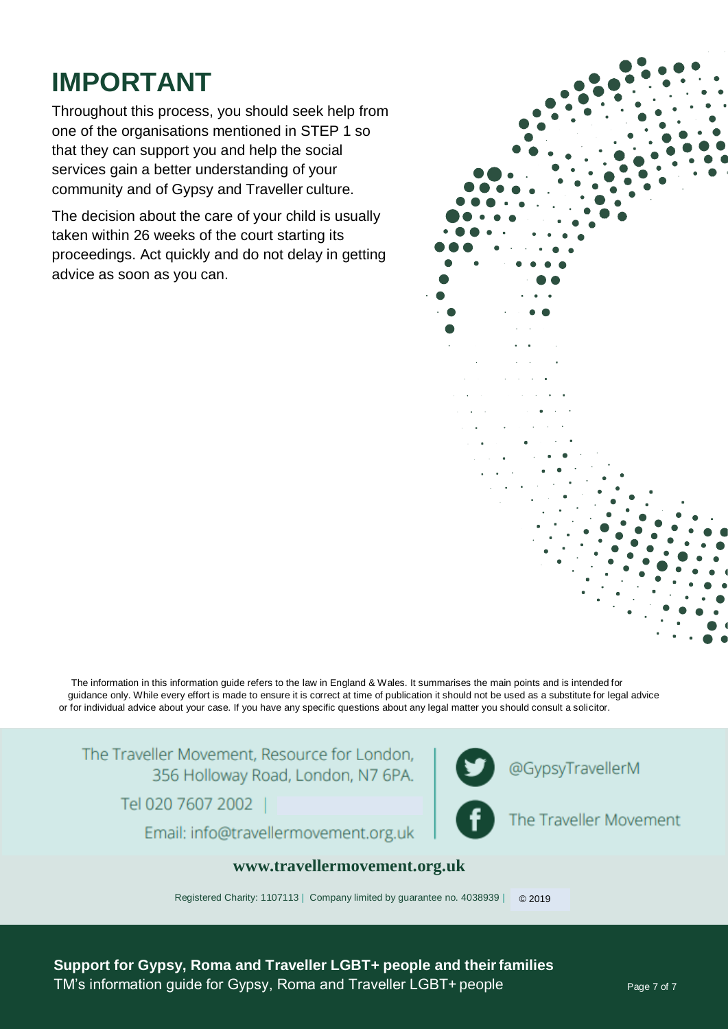# IMPORTANT

Throughout this process, you should seek help from one of the organisations mentioned in STEP 1 so that they can support you and help the social services gain a better understanding of your community and of Gypsy and Traveller culture.

The decision about the care of your child is usually taken within 26 weeks of the court starting its proceedings. Act quickly and do not delay in getting advice as soon as you can.

The information in this information guide refers to the law in England & Wales. It summarises the main points and is intended for guidance only. While every effort is made to ensure it is correct at time of publication it should not be used as a substitute for legal advice or for individual advice about your case. If you have any specific questions about any legal matter you should consult a solicitor.

The Traveller Movement, Resource for London, 356 Holloway Road, London, N7 6PA.

Tel 020 7607 2002 |

Email: info@travellermovement.org.uk

@GypsyTravellerM

The Traveller Movement

**www.travellermovement.org.uk**

Registered Charity: 1107113 | Company limited by guarantee no. 4038939 | © 2019